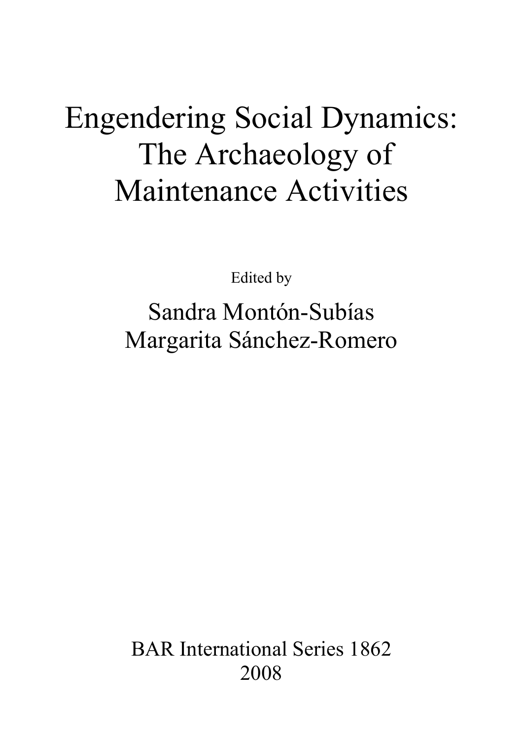# Engendering Social Dynamics: The Archaeology of Maintenance Activities

Edited by

Sandra Montón-Subías
Margarita Sánchez-Romero

BAR International Series 1862
2008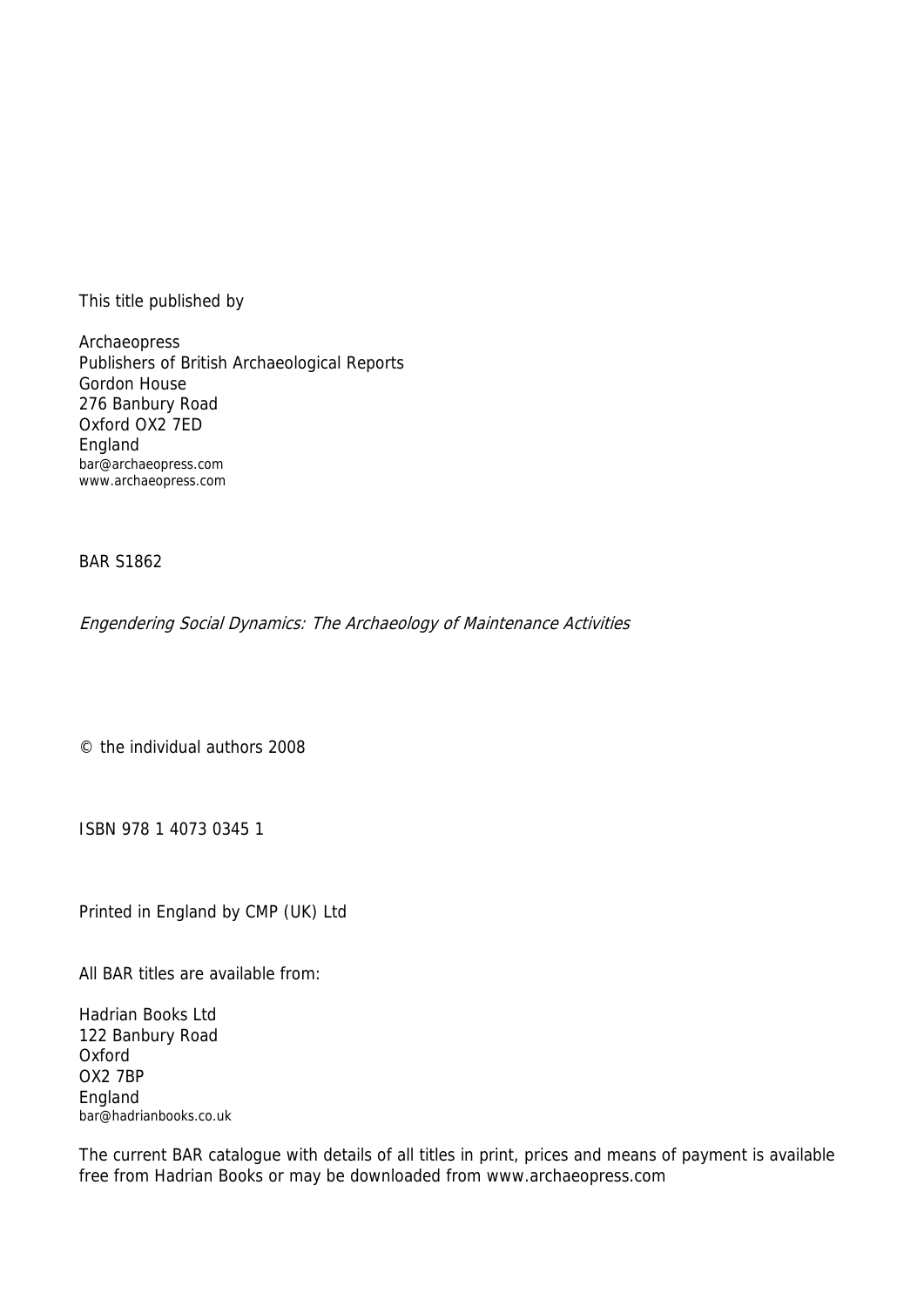This title published by

Archaeopress
Publishers of British Archaeological Reports
Gordon House
276 Banbury Road
Oxford OX2 7ED
England
bar@archaeopress.com
www.archaeopress.com

BAR S1862

*Engendering Social Dynamics: The Archaeology of Maintenance Activities*

© the individual authors 2008

ISBN 978 1 4073 0345 1

Printed in England by CMP (UK) Ltd

All BAR titles are available from:

Hadrian Books Ltd
122 Banbury Road
Oxford
OX2 7BP
England
bar@hadrianbooks.co.uk

The current BAR catalogue with details of all titles in print, prices and means of payment is available free from Hadrian Books or may be downloaded from www.archaeopress.com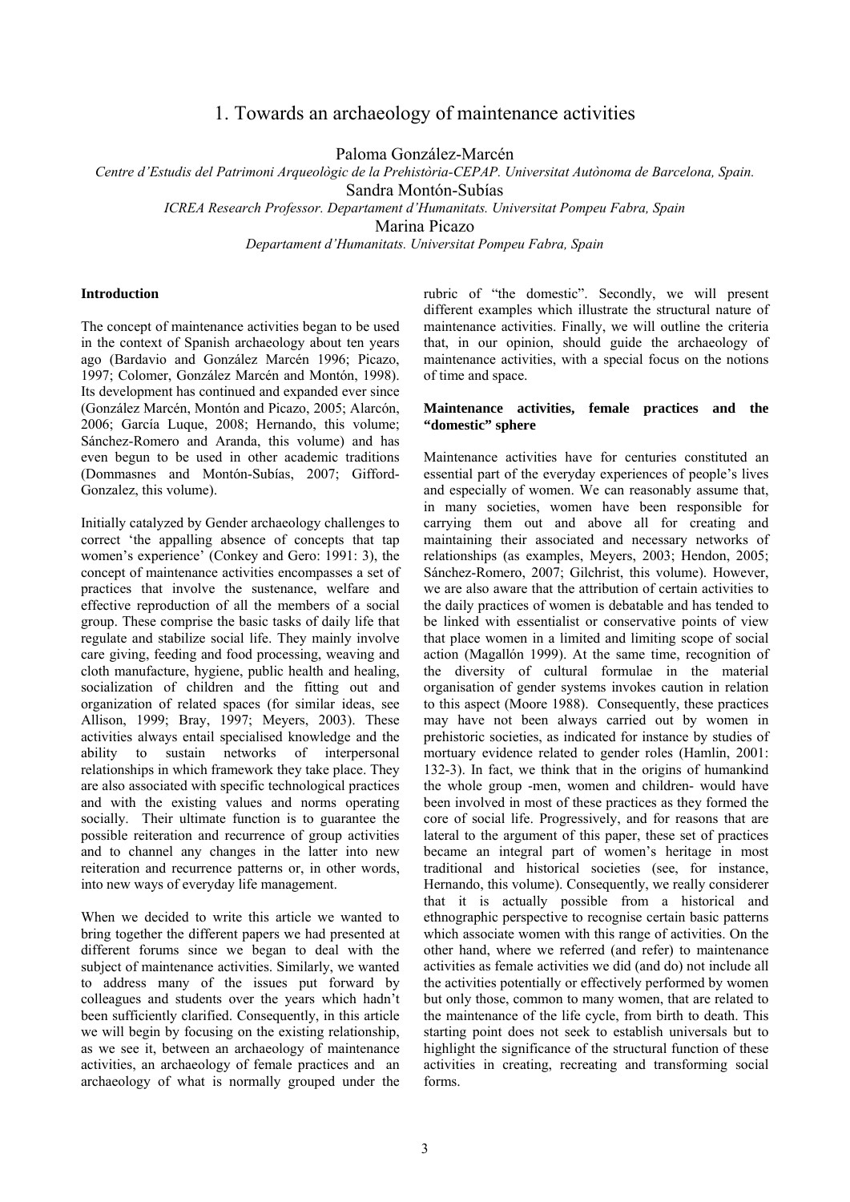# 1. Towards an archaeology of maintenance activities

Paloma González-Marcén

*Centre d'Estudis del Patrimoni Arqueològic de la Prehistòria-CEPAP. Universitat Autònoma de Barcelona, Spain.*

Sandra Montón-Subías

*ICREA Research Professor. Departament d'Humanitats. Universitat Pompeu Fabra, Spain*

Marina Picazo

*Departament d'Humanitats. Universitat Pompeu Fabra, Spain*

### Introduction

The concept of maintenance activities began to be used in the context of Spanish archaeology about ten years ago (Bardavio and González Marcén 1996; Picazo, 1997; Colomer, González Marcén and Montón, 1998). Its development has continued and expanded ever since (González Marcén, Montón and Picazo, 2005; Alarcón, 2006; García Luque, 2008; Hernando, this volume; Sánchez-Romero and Aranda, this volume) and has even begun to be used in other academic traditions (Dommasnes and Montón-Subías, 2007; Gifford-Gonzalez, this volume).

Initially catalyzed by Gender archaeology challenges to correct 'the appalling absence of concepts that tap women's experience' (Conkey and Gero: 1991: 3), the concept of maintenance activities encompasses a set of practices that involve the sustenance, welfare and effective reproduction of all the members of a social group. These comprise the basic tasks of daily life that regulate and stabilize social life. They mainly involve care giving, feeding and food processing, weaving and cloth manufacture, hygiene, public health and healing, socialization of children and the fitting out and organization of related spaces (for similar ideas, see Allison, 1999; Bray, 1997; Meyers, 2003). These activities always entail specialised knowledge and the ability to sustain networks of interpersonal relationships in which framework they take place. They are also associated with specific technological practices and with the existing values and norms operating socially. Their ultimate function is to guarantee the possible reiteration and recurrence of group activities and to channel any changes in the latter into new reiteration and recurrence patterns or, in other words, into new ways of everyday life management.

When we decided to write this article we wanted to bring together the different papers we had presented at different forums since we began to deal with the subject of maintenance activities. Similarly, we wanted to address many of the issues put forward by colleagues and students over the years which hadn't been sufficiently clarified. Consequently, in this article we will begin by focusing on the existing relationship, as we see it, between an archaeology of maintenance activities, an archaeology of female practices and an archaeology of what is normally grouped under the rubric of "the domestic". Secondly, we will present different examples which illustrate the structural nature of maintenance activities. Finally, we will outline the criteria that, in our opinion, should guide the archaeology of maintenance activities, with a special focus on the notions of time and space.

### Maintenance activities, female practices and the "domestic" sphere

Maintenance activities have for centuries constituted an essential part of the everyday experiences of people's lives and especially of women. We can reasonably assume that, in many societies, women have been responsible for carrying them out and above all for creating and maintaining their associated and necessary networks of relationships (as examples, Meyers, 2003; Hendon, 2005; Sánchez-Romero, 2007; Gilchrist, this volume). However, we are also aware that the attribution of certain activities to the daily practices of women is debatable and has tended to be linked with essentialist or conservative points of view that place women in a limited and limiting scope of social action (Magallón 1999). At the same time, recognition of the diversity of cultural formulae in the material organisation of gender systems invokes caution in relation to this aspect (Moore 1988). Consequently, these practices may have not been always carried out by women in prehistoric societies, as indicated for instance by studies of mortuary evidence related to gender roles (Hamlin, 2001: 132-3). In fact, we think that in the origins of humankind the whole group -men, women and children- would have been involved in most of these practices as they formed the core of social life. Progressively, and for reasons that are lateral to the argument of this paper, these set of practices became an integral part of women's heritage in most traditional and historical societies (see, for instance, Hernando, this volume). Consequently, we really considerer that it is actually possible from a historical and ethnographic perspective to recognise certain basic patterns which associate women with this range of activities. On the other hand, where we referred (and refer) to maintenance activities as female activities we did (and do) not include all the activities potentially or effectively performed by women but only those, common to many women, that are related to the maintenance of the life cycle, from birth to death. This starting point does not seek to establish universals but to highlight the significance of the structural function of these activities in creating, recreating and transforming social forms.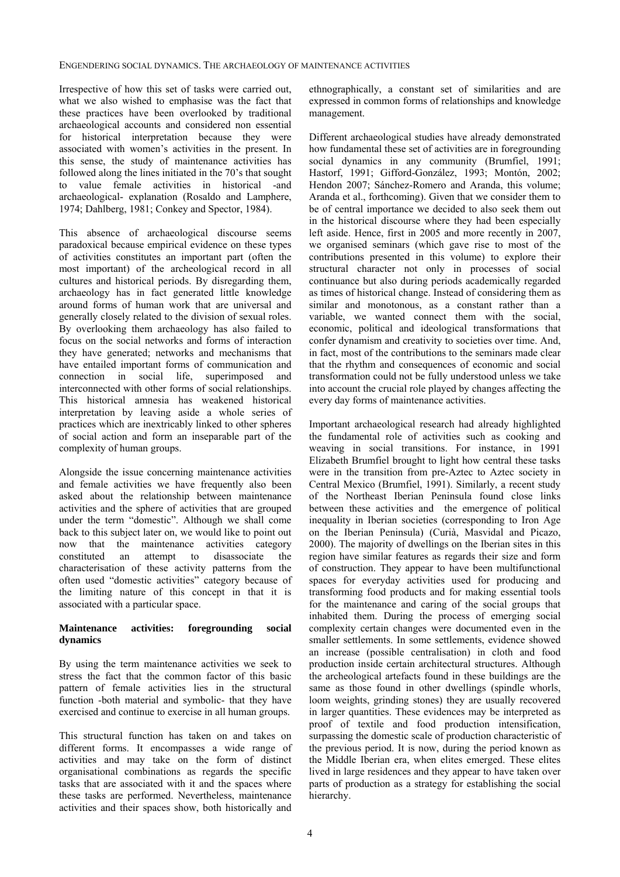Irrespective of how this set of tasks were carried out, what we also wished to emphasise was the fact that these practices have been overlooked by traditional archaeological accounts and considered non essential for historical interpretation because they were associated with women's activities in the present. In this sense, the study of maintenance activities has followed along the lines initiated in the 70's that sought to value female activities in historical -and archaeological- explanation (Rosaldo and Lamphere, 1974; Dahlberg, 1981; Conkey and Spector, 1984).

This absence of archaeological discourse seems paradoxical because empirical evidence on these types of activities constitutes an important part (often the most important) of the archeological record in all cultures and historical periods. By disregarding them, archaeology has in fact generated little knowledge around forms of human work that are universal and generally closely related to the division of sexual roles. By overlooking them archaeology has also failed to focus on the social networks and forms of interaction they have generated; networks and mechanisms that have entailed important forms of communication and connection in social life, superimposed and interconnected with other forms of social relationships. This historical amnesia has weakened historical interpretation by leaving aside a whole series of practices which are inextricably linked to other spheres of social action and form an inseparable part of the complexity of human groups.

Alongside the issue concerning maintenance activities and female activities we have frequently also been asked about the relationship between maintenance activities and the sphere of activities that are grouped under the term "domestic". Although we shall come back to this subject later on, we would like to point out now that the maintenance activities category constituted an attempt to disassociate the characterisation of these activity patterns from the often used "domestic activities" category because of the limiting nature of this concept in that it is associated with a particular space.

## Maintenance activities: foregrounding social dynamics

By using the term maintenance activities we seek to stress the fact that the common factor of this basic pattern of female activities lies in the structural function -both material and symbolic- that they have exercised and continue to exercise in all human groups.

This structural function has taken on and takes on different forms. It encompasses a wide range of activities and may take on the form of distinct organisational combinations as regards the specific tasks that are associated with it and the spaces where these tasks are performed. Nevertheless, maintenance activities and their spaces show, both historically and ethnographically, a constant set of similarities and are expressed in common forms of relationships and knowledge management.

Different archaeological studies have already demonstrated how fundamental these set of activities are in foregrounding social dynamics in any community (Brumfiel, 1991; Hastorf, 1991; Gifford-González, 1993; Montón, 2002; Hendon 2007; Sánchez-Romero and Aranda, this volume; Aranda et al., forthcoming). Given that we consider them to be of central importance we decided to also seek them out in the historical discourse where they had been especially left aside. Hence, first in 2005 and more recently in 2007, we organised seminars (which gave rise to most of the contributions presented in this volume) to explore their structural character not only in processes of social continuance but also during periods academically regarded as times of historical change. Instead of considering them as similar and monotonous, as a constant rather than a variable, we wanted connect them with the social, economic, political and ideological transformations that confer dynamism and creativity to societies over time. And, in fact, most of the contributions to the seminars made clear that the rhythm and consequences of economic and social transformation could not be fully understood unless we take into account the crucial role played by changes affecting the every day forms of maintenance activities.

Important archaeological research had already highlighted the fundamental role of activities such as cooking and weaving in social transitions. For instance, in 1991 Elizabeth Brumfiel brought to light how central these tasks were in the transition from pre-Aztec to Aztec society in Central Mexico (Brumfiel, 1991). Similarly, a recent study of the Northeast Iberian Peninsula found close links between these activities and the emergence of political inequality in Iberian societies (corresponding to Iron Age on the Iberian Peninsula) (Curià, Masvidal and Picazo, 2000). The majority of dwellings on the Iberian sites in this region have similar features as regards their size and form of construction. They appear to have been multifunctional spaces for everyday activities used for producing and transforming food products and for making essential tools for the maintenance and caring of the social groups that inhabited them. During the process of emerging social complexity certain changes were documented even in the smaller settlements. In some settlements, evidence showed an increase (possible centralisation) in cloth and food production inside certain architectural structures. Although the archeological artefacts found in these buildings are the same as those found in other dwellings (spindle whorls, loom weights, grinding stones) they are usually recovered in larger quantities. These evidences may be interpreted as proof of textile and food production intensification, surpassing the domestic scale of production characteristic of the previous period. It is now, during the period known as the Middle Iberian era, when elites emerged. These elites lived in large residences and they appear to have taken over parts of production as a strategy for establishing the social hierarchy.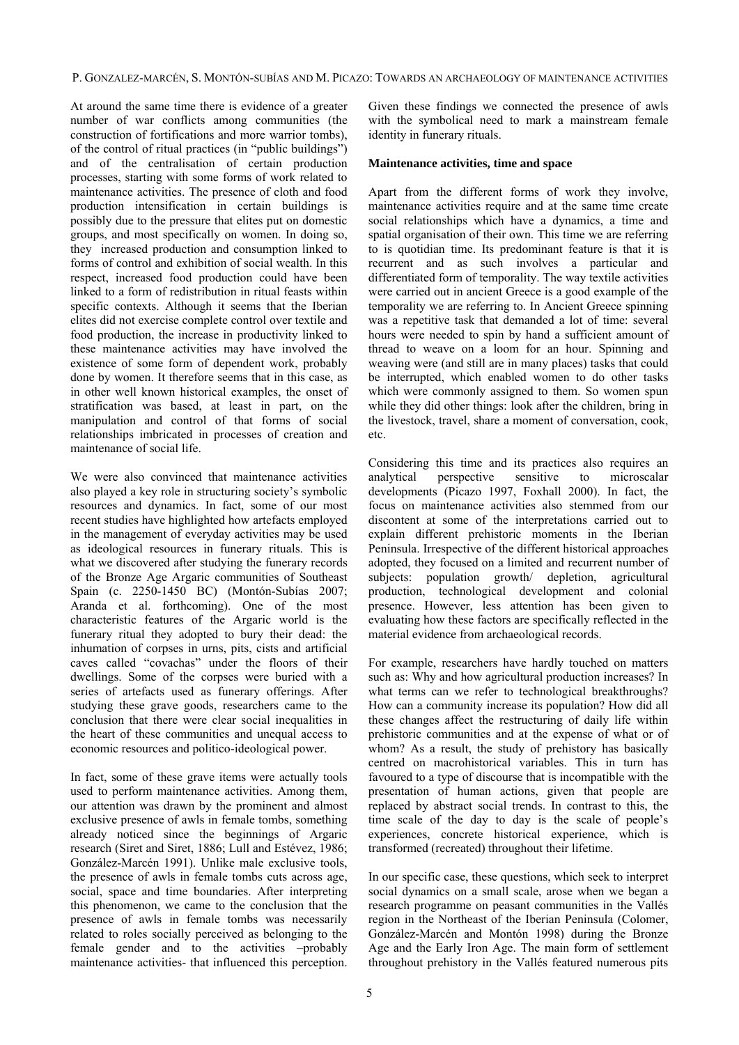At around the same time there is evidence of a greater number of war conflicts among communities (the construction of fortifications and more warrior tombs), of the control of ritual practices (in "public buildings") and of the centralisation of certain production processes, starting with some forms of work related to maintenance activities. The presence of cloth and food production intensification in certain buildings is possibly due to the pressure that elites put on domestic groups, and most specifically on women. In doing so, they increased production and consumption linked to forms of control and exhibition of social wealth. In this respect, increased food production could have been linked to a form of redistribution in ritual feasts within specific contexts. Although it seems that the Iberian elites did not exercise complete control over textile and food production, the increase in productivity linked to these maintenance activities may have involved the existence of some form of dependent work, probably done by women. It therefore seems that in this case, as in other well known historical examples, the onset of stratification was based, at least in part, on the manipulation and control of that forms of social relationships imbricated in processes of creation and maintenance of social life.

We were also convinced that maintenance activities also played a key role in structuring society's symbolic resources and dynamics. In fact, some of our most recent studies have highlighted how artefacts employed in the management of everyday activities may be used as ideological resources in funerary rituals. This is what we discovered after studying the funerary records of the Bronze Age Argaric communities of Southeast Spain (c. 2250-1450 BC) (Montón-Subías 2007; Aranda et al. forthcoming). One of the most characteristic features of the Argaric world is the funerary ritual they adopted to bury their dead: the inhumation of corpses in urns, pits, cists and artificial caves called "covachas" under the floors of their dwellings. Some of the corpses were buried with a series of artefacts used as funerary offerings. After studying these grave goods, researchers came to the conclusion that there were clear social inequalities in the heart of these communities and unequal access to economic resources and politico-ideological power.

In fact, some of these grave items were actually tools used to perform maintenance activities. Among them, our attention was drawn by the prominent and almost exclusive presence of awls in female tombs, something already noticed since the beginnings of Argaric research (Siret and Siret, 1886; Lull and Estévez, 1986; González-Marcén 1991). Unlike male exclusive tools, the presence of awls in female tombs cuts across age, social, space and time boundaries. After interpreting this phenomenon, we came to the conclusion that the presence of awls in female tombs was necessarily related to roles socially perceived as belonging to the female gender and to the activities –probably maintenance activities- that influenced this perception. Given these findings we connected the presence of awls with the symbolical need to mark a mainstream female identity in funerary rituals.

**Maintenance activities, time and space**

Apart from the different forms of work they involve, maintenance activities require and at the same time create social relationships which have a dynamics, a time and spatial organisation of their own. This time we are referring to is quotidian time. Its predominant feature is that it is recurrent and as such involves a particular and differentiated form of temporality. The way textile activities were carried out in ancient Greece is a good example of the temporality we are referring to. In Ancient Greece spinning was a repetitive task that demanded a lot of time: several hours were needed to spin by hand a sufficient amount of thread to weave on a loom for an hour. Spinning and weaving were (and still are in many places) tasks that could be interrupted, which enabled women to do other tasks which were commonly assigned to them. So women spun while they did other things: look after the children, bring in the livestock, travel, share a moment of conversation, cook, etc.

Considering this time and its practices also requires an analytical perspective sensitive to microscalar developments (Picazo 1997, Foxhall 2000). In fact, the focus on maintenance activities also stemmed from our discontent at some of the interpretations carried out to explain different prehistoric moments in the Iberian Peninsula. Irrespective of the different historical approaches adopted, they focused on a limited and recurrent number of subjects: population growth/ depletion, agricultural production, technological development and colonial presence. However, less attention has been given to evaluating how these factors are specifically reflected in the material evidence from archaeological records.

For example, researchers have hardly touched on matters such as: Why and how agricultural production increases? In what terms can we refer to technological breakthroughs? How can a community increase its population? How did all these changes affect the restructuring of daily life within prehistoric communities and at the expense of what or of whom? As a result, the study of prehistory has basically centred on macrohistorical variables. This in turn has favoured to a type of discourse that is incompatible with the presentation of human actions, given that people are replaced by abstract social trends. In contrast to this, the time scale of the day to day is the scale of people's experiences, concrete historical experience, which is transformed (recreated) throughout their lifetime.

In our specific case, these questions, which seek to interpret social dynamics on a small scale, arose when we began a research programme on peasant communities in the Vallés region in the Northeast of the Iberian Peninsula (Colomer, González-Marcén and Montón 1998) during the Bronze Age and the Early Iron Age. The main form of settlement throughout prehistory in the Vallés featured numerous pits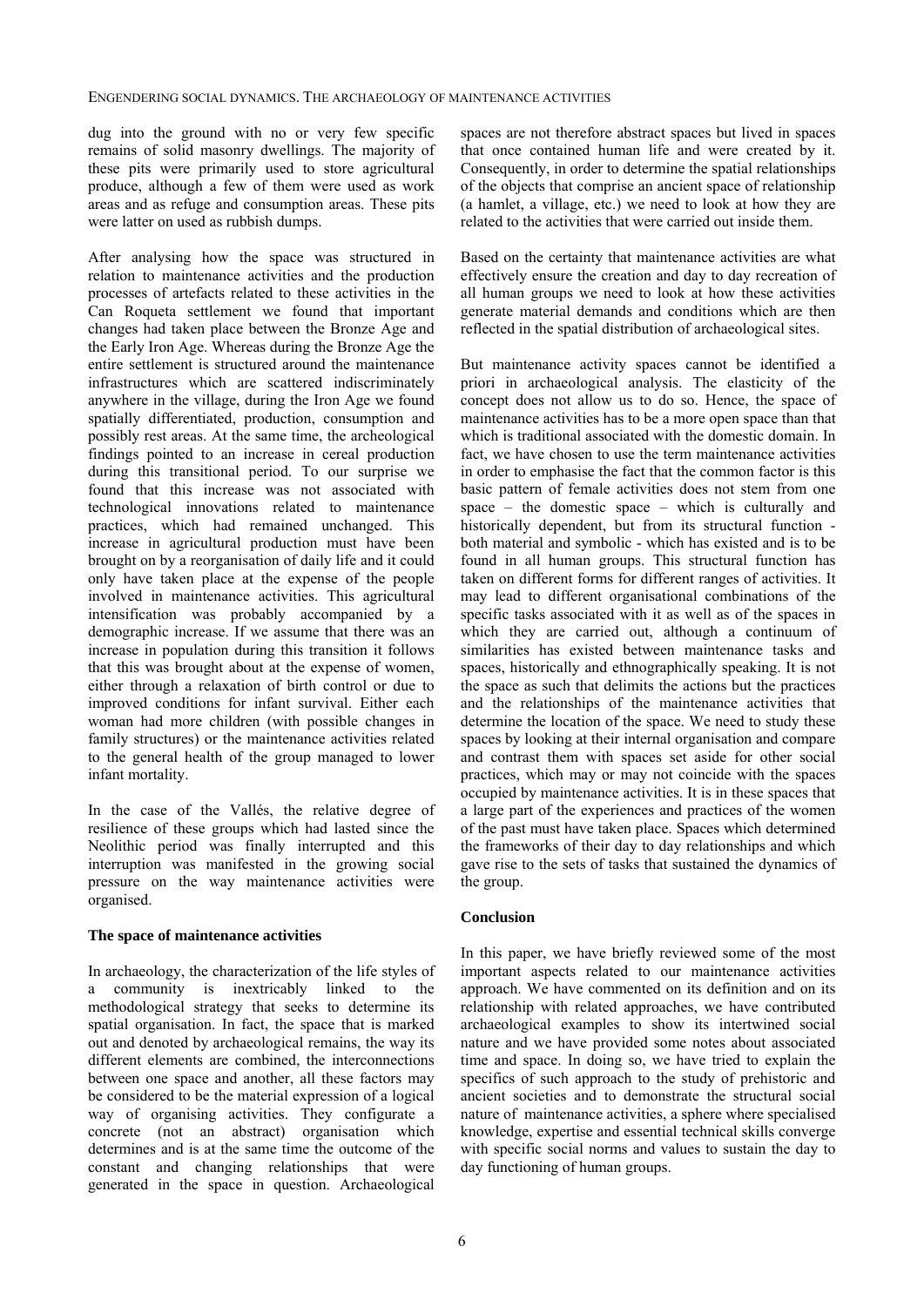dug into the ground with no or very few specific remains of solid masonry dwellings. The majority of these pits were primarily used to store agricultural produce, although a few of them were used as work areas and as refuge and consumption areas. These pits were latter on used as rubbish dumps.

After analysing how the space was structured in relation to maintenance activities and the production processes of artefacts related to these activities in the Can Roqueta settlement we found that important changes had taken place between the Bronze Age and the Early Iron Age. Whereas during the Bronze Age the entire settlement is structured around the maintenance infrastructures which are scattered indiscriminately anywhere in the village, during the Iron Age we found spatially differentiated, production, consumption and possibly rest areas. At the same time, the archeological findings pointed to an increase in cereal production during this transitional period. To our surprise we found that this increase was not associated with technological innovations related to maintenance practices, which had remained unchanged. This increase in agricultural production must have been brought on by a reorganisation of daily life and it could only have taken place at the expense of the people involved in maintenance activities. This agricultural intensification was probably accompanied by a demographic increase. If we assume that there was an increase in population during this transition it follows that this was brought about at the expense of women, either through a relaxation of birth control or due to improved conditions for infant survival. Either each woman had more children (with possible changes in family structures) or the maintenance activities related to the general health of the group managed to lower infant mortality.

In the case of the Vallés, the relative degree of resilience of these groups which had lasted since the Neolithic period was finally interrupted and this interruption was manifested in the growing social pressure on the way maintenance activities were organised.

**The space of maintenance activities**

In archaeology, the characterization of the life styles of a community is inextricably linked to the methodological strategy that seeks to determine its spatial organisation. In fact, the space that is marked out and denoted by archaeological remains, the way its different elements are combined, the interconnections between one space and another, all these factors may be considered to be the material expression of a logical way of organising activities. They configurate a concrete (not an abstract) organisation which determines and is at the same time the outcome of the constant and changing relationships that were generated in the space in question. Archaeological spaces are not therefore abstract spaces but lived in spaces that once contained human life and were created by it. Consequently, in order to determine the spatial relationships of the objects that comprise an ancient space of relationship (a hamlet, a village, etc.) we need to look at how they are related to the activities that were carried out inside them.

Based on the certainty that maintenance activities are what effectively ensure the creation and day to day recreation of all human groups we need to look at how these activities generate material demands and conditions which are then reflected in the spatial distribution of archaeological sites.

But maintenance activity spaces cannot be identified a priori in archaeological analysis. The elasticity of the concept does not allow us to do so. Hence, the space of maintenance activities has to be a more open space than that which is traditional associated with the domestic domain. In fact, we have chosen to use the term maintenance activities in order to emphasise the fact that the common factor is this basic pattern of female activities does not stem from one space – the domestic space – which is culturally and historically dependent, but from its structural function - both material and symbolic - which has existed and is to be found in all human groups. This structural function has taken on different forms for different ranges of activities. It may lead to different organisational combinations of the specific tasks associated with it as well as of the spaces in which they are carried out, although a continuum of similarities has existed between maintenance tasks and spaces, historically and ethnographically speaking. It is not the space as such that delimits the actions but the practices and the relationships of the maintenance activities that determine the location of the space. We need to study these spaces by looking at their internal organisation and compare and contrast them with spaces set aside for other social practices, which may or may not coincide with the spaces occupied by maintenance activities. It is in these spaces that a large part of the experiences and practices of the women of the past must have taken place. Spaces which determined the frameworks of their day to day relationships and which gave rise to the sets of tasks that sustained the dynamics of the group.

**Conclusion**

In this paper, we have briefly reviewed some of the most important aspects related to our maintenance activities approach. We have commented on its definition and on its relationship with related approaches, we have contributed archaeological examples to show its intertwined social nature and we have provided some notes about associated time and space. In doing so, we have tried to explain the specifics of such approach to the study of prehistoric and ancient societies and to demonstrate the structural social nature of maintenance activities, a sphere where specialised knowledge, expertise and essential technical skills converge with specific social norms and values to sustain the day to day functioning of human groups.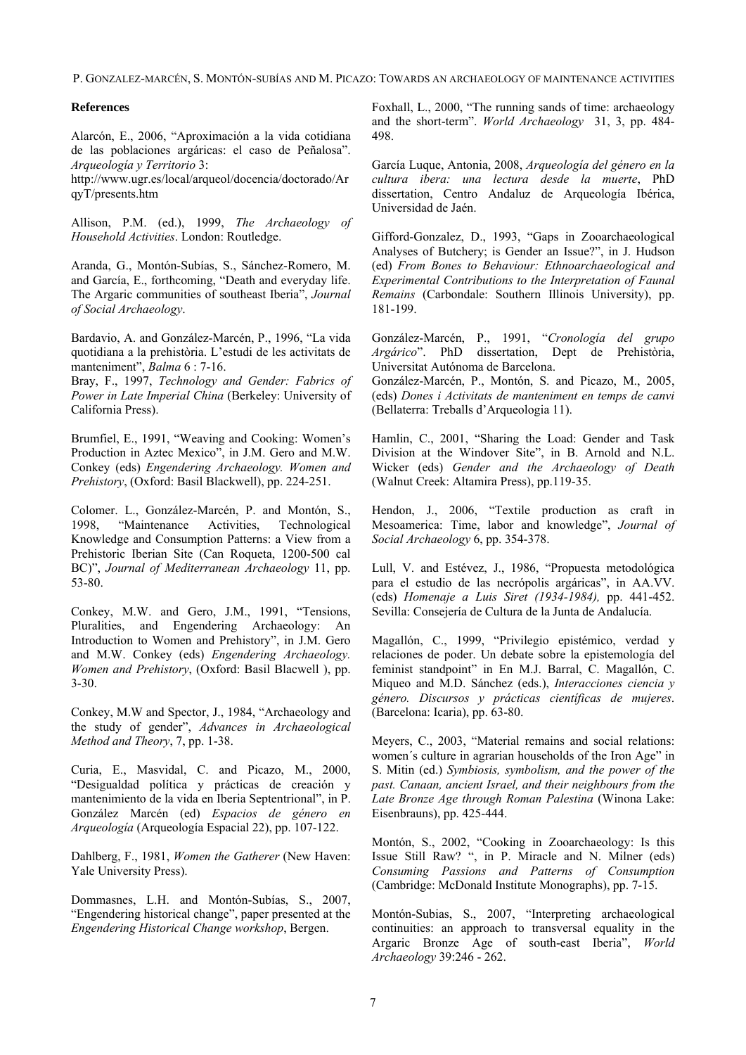**References**

Alarcón, E., 2006, "Aproximación a la vida cotidiana de las poblaciones argáricas: el caso de Peñalosa". *Arqueología y Territorio* 3: http://www.ugr.es/local/arqueol/docencia/doctorado/ArqyT/presents.htm

Allison, P.M. (ed.), 1999, *The Archaeology of Household Activities*. London: Routledge.

Aranda, G., Montón-Subías, S., Sánchez-Romero, M. and García, E., forthcoming, "Death and everyday life. The Argaric communities of southeast Iberia", *Journal of Social Archaeology*.

Bardavio, A. and González-Marcén, P., 1996, "La vida quotidiana a la prehistòria. L'estudi de les activitats de manteniment", *Balma* 6 : 7-16.

Bray, F., 1997, *Technology and Gender: Fabrics of Power in Late Imperial China* (Berkeley: University of California Press).

Brumfiel, E., 1991, "Weaving and Cooking: Women's Production in Aztec Mexico", in J.M. Gero and M.W. Conkey (eds) *Engendering Archaeology. Women and Prehistory*, (Oxford: Basil Blackwell), pp. 224-251.

Colomer. L., González-Marcén, P. and Montón, S., 1998, "Maintenance Activities, Technological Knowledge and Consumption Patterns: a View from a Prehistoric Iberian Site (Can Roqueta, 1200-500 cal BC)", *Journal of Mediterranean Archaeology* 11, pp. 53-80.

Conkey, M.W. and Gero, J.M., 1991, "Tensions, Pluralities, and Engendering Archaeology: An Introduction to Women and Prehistory", in J.M. Gero and M.W. Conkey (eds) *Engendering Archaeology. Women and Prehistory*, (Oxford: Basil Blacwell ), pp. 3-30.

Conkey, M.W and Spector, J., 1984, "Archaeology and the study of gender", *Advances in Archaeological Method and Theory*, 7, pp. 1-38.

Curia, E., Masvidal, C. and Picazo, M., 2000, "Desigualdad política y prácticas de creación y mantenimiento de la vida en Iberia Septentrional", in P. González Marcén (ed) *Espacios de género en Arqueología* (Arqueología Espacial 22), pp. 107-122.

Dahlberg, F., 1981, *Women the Gatherer* (New Haven: Yale University Press).

Dommasnes, L.H. and Montón-Subías, S., 2007, "Engendering historical change", paper presented at the *Engendering Historical Change workshop*, Bergen.

Foxhall, L., 2000, "The running sands of time: archaeology and the short-term". *World Archaeology* 31, 3, pp. 484-498.

García Luque, Antonia, 2008, *Arqueología del género en la cultura ibera: una lectura desde la muerte*, PhD dissertation, Centro Andaluz de Arqueología Ibérica, Universidad de Jaén.

Gifford-Gonzalez, D., 1993, "Gaps in Zooarchaeological Analyses of Butchery; is Gender an Issue?", in J. Hudson (ed) *From Bones to Behaviour: Ethnoarchaeological and Experimental Contributions to the Interpretation of Faunal Remains* (Carbondale: Southern Illinois University), pp. 181-199.

González-Marcén, P., 1991, "*Cronología del grupo Argárico*". PhD dissertation, Dept de Prehistòria, Universitat Autónoma de Barcelona.

González-Marcén, P., Montón, S. and Picazo, M., 2005, (eds) *Dones i Activitats de manteniment en temps de canvi* (Bellaterra: Treballs d'Arqueologia 11).

Hamlin, C., 2001, "Sharing the Load: Gender and Task Division at the Windover Site", in B. Arnold and N.L. Wicker (eds) *Gender and the Archaeology of Death* (Walnut Creek: Altamira Press), pp.119-35.

Hendon, J., 2006, "Textile production as craft in Mesoamerica: Time, labor and knowledge", *Journal of Social Archaeology* 6, pp. 354-378.

Lull, V. and Estévez, J., 1986, "Propuesta metodológica para el estudio de las necrópolis argáricas", in AA.VV. (eds) *Homenaje a Luis Siret (1934-1984),* pp. 441-452. Sevilla: Consejería de Cultura de la Junta de Andalucía.

Magallón, C., 1999, "Privilegio epistémico, verdad y relaciones de poder. Un debate sobre la epistemología del feminist standpoint" in En M.J. Barral, C. Magallón, C. Miqueo and M.D. Sánchez (eds.), *Interacciones ciencia y género. Discursos y prácticas científicas de mujeres*. (Barcelona: Icaria), pp. 63-80.

Meyers, C., 2003, "Material remains and social relations: women´s culture in agrarian households of the Iron Age" in S. Mitin (ed.) *Symbiosis, symbolism, and the power of the past. Canaan, ancient Israel, and their neighbours from the Late Bronze Age through Roman Palestina* (Winona Lake: Eisenbrauns), pp. 425-444.

Montón, S., 2002, "Cooking in Zooarchaeology: Is this Issue Still Raw? ", in P. Miracle and N. Milner (eds) *Consuming Passions and Patterns of Consumption* (Cambridge: McDonald Institute Monographs), pp. 7-15.

Montón-Subias, S., 2007, "Interpreting archaeological continuities: an approach to transversal equality in the Argaric Bronze Age of south-east Iberia", *World Archaeology* 39:246 - 262.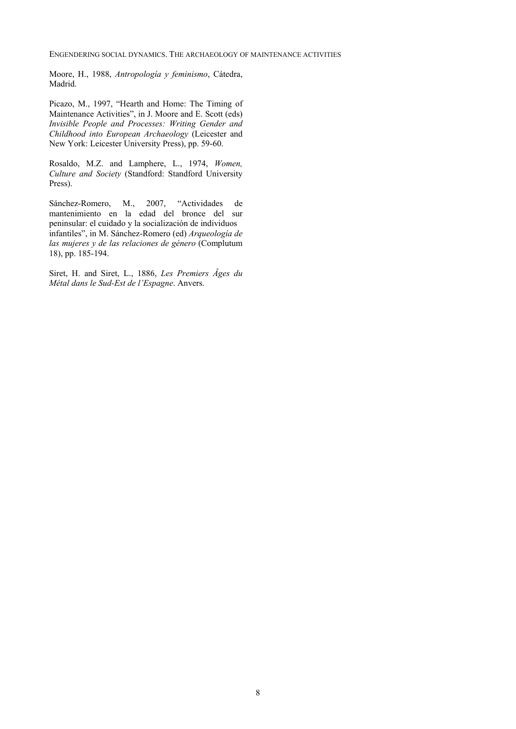Moore, H., 1988, *Antropología y feminismo*, Cátedra, Madrid.

Picazo, M., 1997, "Hearth and Home: The Timing of Maintenance Activities", in J. Moore and E. Scott (eds) *Invisible People and Processes: Writing Gender and Childhood into European Archaeology* (Leicester and New York: Leicester University Press), pp. 59-60.

Rosaldo, M.Z. and Lamphere, L., 1974, *Women, Culture and Society* (Standford: Standford University Press).

Sánchez-Romero, M., 2007, "Actividades de mantenimiento en la edad del bronce del sur peninsular: el cuidado y la socialización de individuos infantiles", in M. Sánchez-Romero (ed) *Arqueología de las mujeres y de las relaciones de género* (Complutum 18), pp. 185-194.

Siret, H. and Siret, L., 1886, *Les Premiers Âges du Métal dans le Sud-Est de l'Espagne*. Anvers.